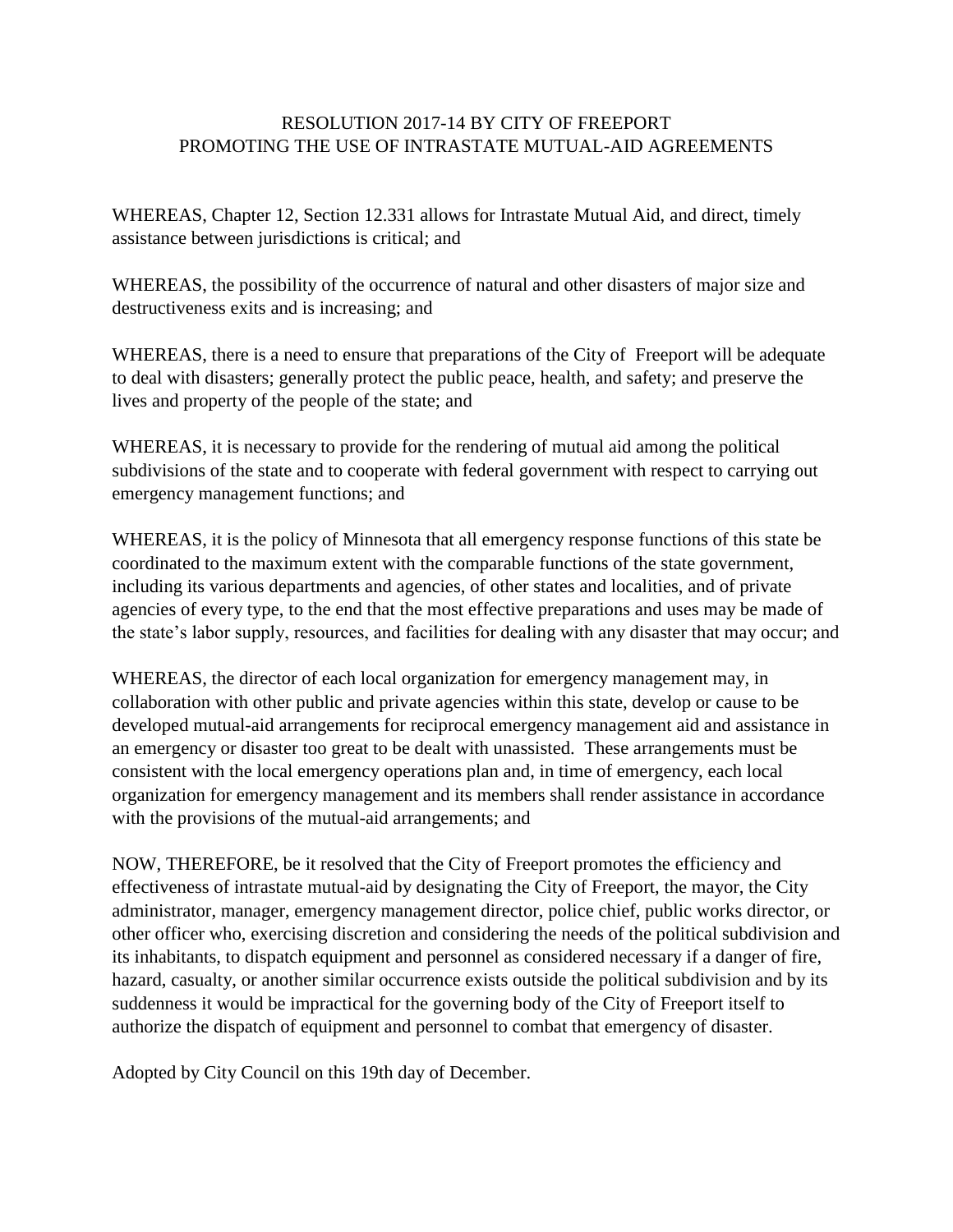# RESOLUTION 2017-14 BY CITY OF FREEPORT PROMOTING THE USE OF INTRASTATE MUTUAL-AID AGREEMENTS

WHEREAS, Chapter 12, Section 12.331 allows for Intrastate Mutual Aid, and direct, timely assistance between jurisdictions is critical; and

WHEREAS, the possibility of the occurrence of natural and other disasters of major size and destructiveness exits and is increasing; and

WHEREAS, there is a need to ensure that preparations of the City of Freeport will be adequate to deal with disasters; generally protect the public peace, health, and safety; and preserve the lives and property of the people of the state; and

WHEREAS, it is necessary to provide for the rendering of mutual aid among the political subdivisions of the state and to cooperate with federal government with respect to carrying out emergency management functions; and

WHEREAS, it is the policy of Minnesota that all emergency response functions of this state be coordinated to the maximum extent with the comparable functions of the state government, including its various departments and agencies, of other states and localities, and of private agencies of every type, to the end that the most effective preparations and uses may be made of the state's labor supply, resources, and facilities for dealing with any disaster that may occur; and

WHEREAS, the director of each local organization for emergency management may, in collaboration with other public and private agencies within this state, develop or cause to be developed mutual-aid arrangements for reciprocal emergency management aid and assistance in an emergency or disaster too great to be dealt with unassisted. These arrangements must be consistent with the local emergency operations plan and, in time of emergency, each local organization for emergency management and its members shall render assistance in accordance with the provisions of the mutual-aid arrangements; and

NOW, THEREFORE, be it resolved that the City of Freeport promotes the efficiency and effectiveness of intrastate mutual-aid by designating the City of Freeport, the mayor, the City administrator, manager, emergency management director, police chief, public works director, or other officer who, exercising discretion and considering the needs of the political subdivision and its inhabitants, to dispatch equipment and personnel as considered necessary if a danger of fire, hazard, casualty, or another similar occurrence exists outside the political subdivision and by its suddenness it would be impractical for the governing body of the City of Freeport itself to authorize the dispatch of equipment and personnel to combat that emergency of disaster.

Adopted by City Council on this 19th day of December.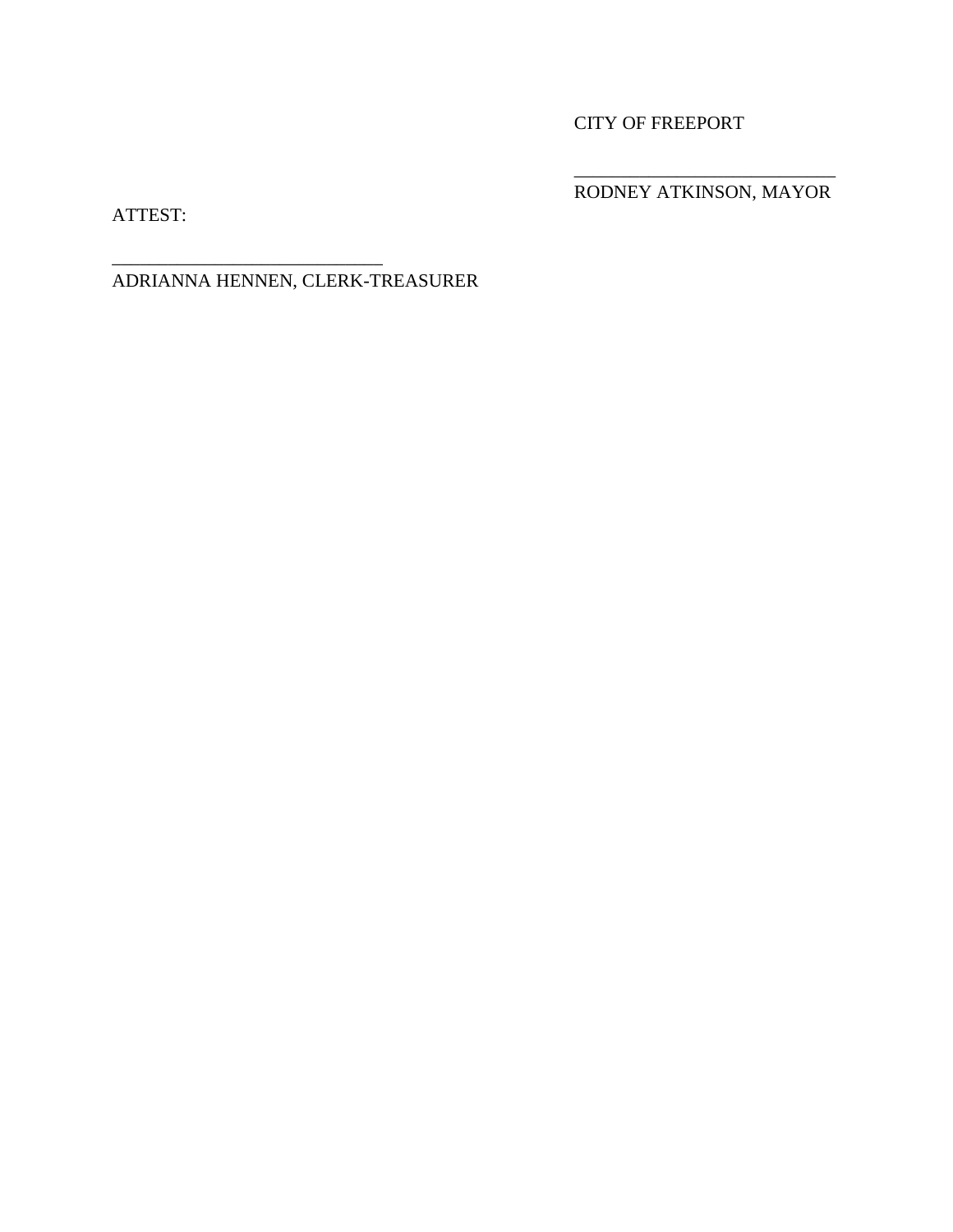CITY OF FREEPORT

\_\_\_\_\_\_\_\_\_\_\_\_\_\_\_\_\_\_\_\_\_\_\_\_\_\_\_\_\_\_

RODNEY ATKINSON, MAYOR

ATTEST:

\_\_\_\_\_\_\_\_\_\_\_\_\_\_\_\_\_\_\_\_\_\_\_\_\_\_\_\_\_\_

ADRIANNA HENNEN, CLERK-TREASURER